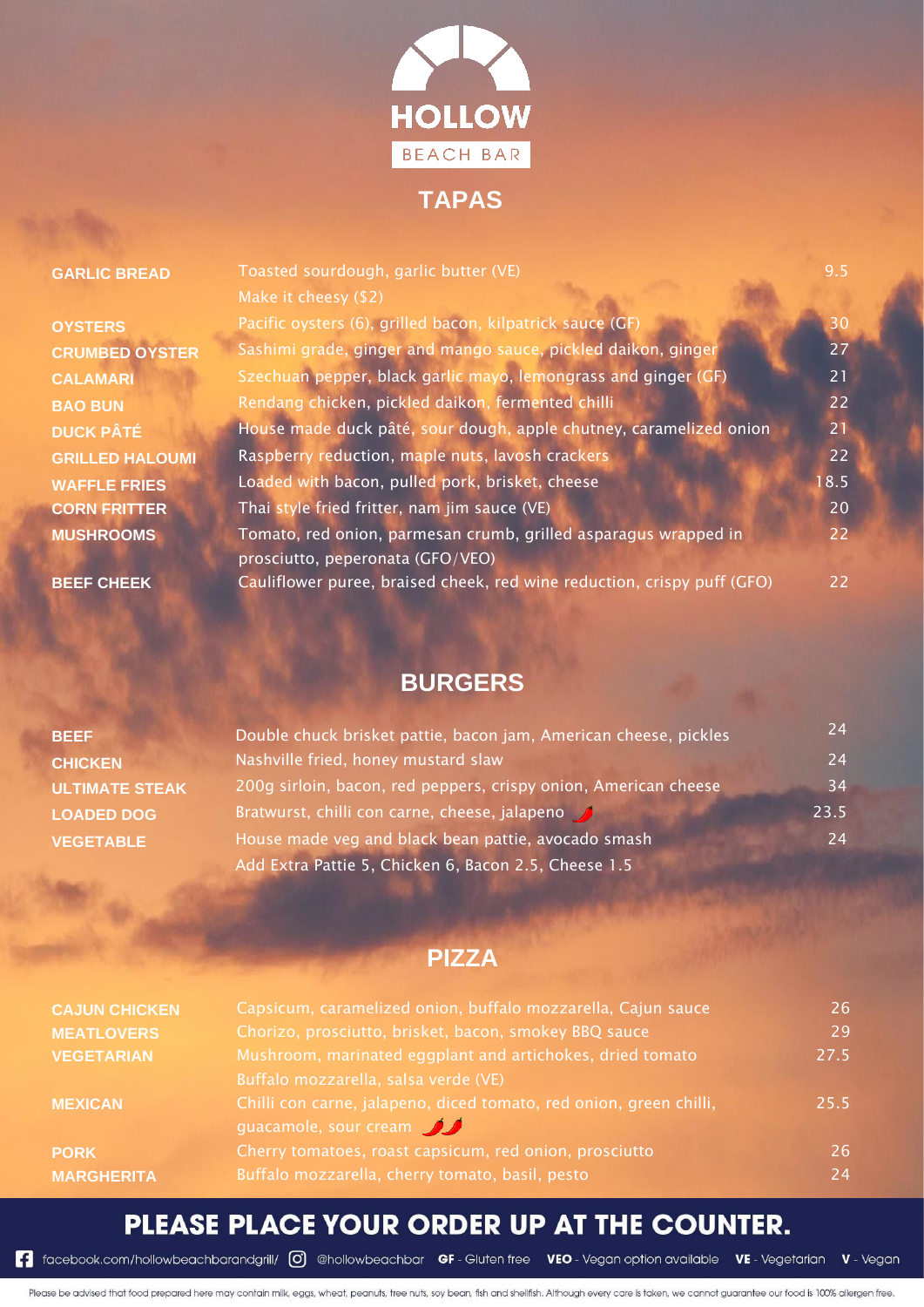# HOLLOW

BEACH BAR

## TAPAS

| | | |
|---|---|---|
| **GARLIC BREAD** | Toasted sourdough, garlic butter (VE)<br>Make it cheesy ($2) | 9.5 |
| **OYSTERS** | Pacific oysters (6), grilled bacon, kilpatrick sauce (GF) | 30 |
| **CRUMBED OYSTER** | Sashimi grade, ginger and mango sauce, pickled daikon, ginger | 27 |
| **CALAMARI** | Szechuan pepper, black garlic mayo, lemongrass and ginger (GF) | 21 |
| **BAO BUN** | Rendang chicken, pickled daikon, fermented chilli | 22 |
| **DUCK PÂTÉ** | House made duck pâté, sour dough, apple chutney, caramelized onion | 21 |
| **GRILLED HALOUMI** | Raspberry reduction, maple nuts, lavosh crackers | 22 |
| **WAFFLE FRIES** | Loaded with bacon, pulled pork, brisket, cheese | 18.5 |
| **CORN FRITTER** | Thai style fried fritter, nam jim sauce (VE) | 20 |
| **MUSHROOMS** | Tomato, red onion, parmesan crumb, grilled asparagus wrapped in prosciutto, peperonata (GFO/VEO) | 22 |
| **BEEF CHEEK** | Cauliflower puree, braised cheek, red wine reduction, crispy puff (GFO) | 22 |

## BURGERS

| | | |
|---|---|---|
| **BEEF** | Double chuck brisket pattie, bacon jam, American cheese, pickles | 24 |
| **CHICKEN** | Nashville fried, honey mustard slaw | 24 |
| **ULTIMATE STEAK** | 200g sirloin, bacon, red peppers, crispy onion, American cheese | 34 |
| **LOADED DOG** | Bratwurst, chilli con carne, cheese, jalapeno 🌶 | 23.5 |
| **VEGETABLE** | House made veg and black bean pattie, avocado smash | 24 |
| | Add Extra Pattie 5, Chicken 6, Bacon 2.5, Cheese 1.5 | |

## PIZZA

| | | |
|---|---|---|
| **CAJUN CHICKEN** | Capsicum, caramelized onion, buffalo mozzarella, Cajun sauce | 26 |
| **MEATLOVERS** | Chorizo, prosciutto, brisket, bacon, smokey BBQ sauce | 29 |
| **VEGETARIAN** | Mushroom, marinated eggplant and artichokes, dried tomato Buffalo mozzarella, salsa verde (VE) | 27.5 |
| **MEXICAN** | Chilli con carne, jalapeno, diced tomato, red onion, green chilli, guacamole, sour cream 🌶🌶 | 25.5 |
| **PORK** | Cherry tomatoes, roast capsicum, red onion, prosciutto | 26 |
| **MARGHERITA** | Buffalo mozzarella, cherry tomato, basil, pesto | 24 |

## PLEASE PLACE YOUR ORDER UP AT THE COUNTER.

facebook.com/hollowbeachbarandgrill/ @hollowbeachbar **GF** - Gluten free **VEO** - Vegan option available **VE** - Vegetarian **V** - Vegan

Please be advised that food prepared here may contain milk, eggs, wheat, peanuts, tree nuts, soy bean, fish and shellfish. Although every care is taken, we cannot guarantee our food is 100% allergen free.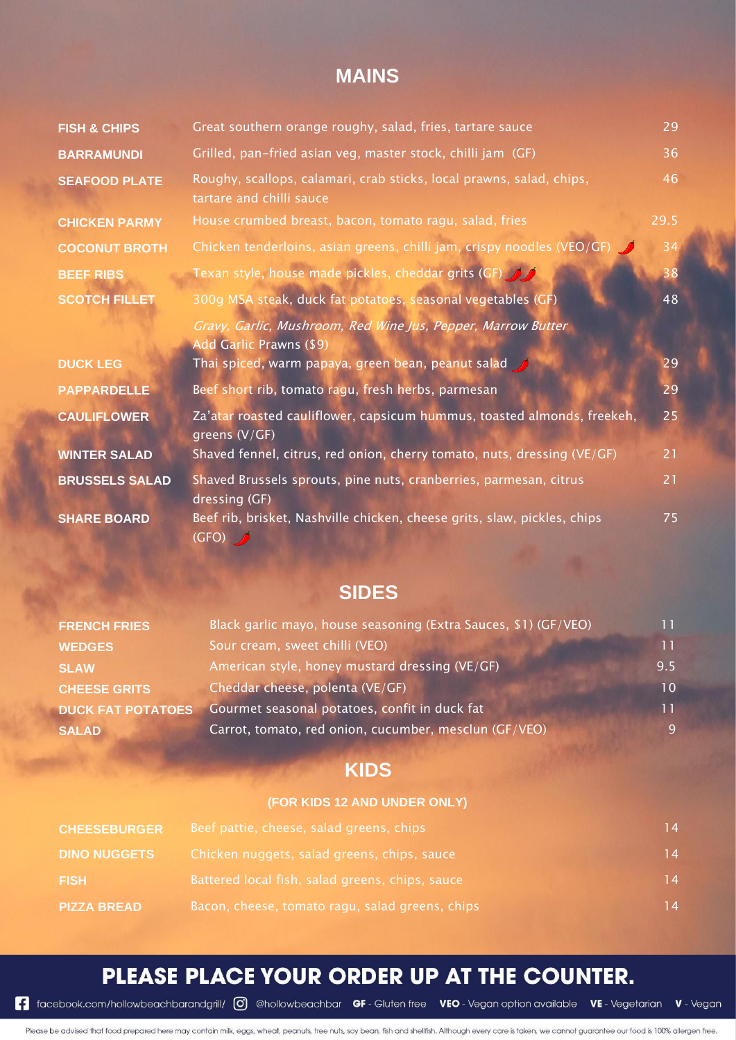# MAINS

| | | |
|---|---|---|
| **FISH & CHIPS** | Great southern orange roughy, salad, fries, tartare sauce | 29 |
| **BARRAMUNDI** | Grilled, pan-fried asian veg, master stock, chilli jam (GF) | 36 |
| **SEAFOOD PLATE** | Roughy, scallops, calamari, crab sticks, local prawns, salad, chips, tartare and chilli sauce | 46 |
| **CHICKEN PARMY** | House crumbed breast, bacon, tomato ragu, salad, fries | 29.5 |
| **COCONUT BROTH** | Chicken tenderloins, asian greens, chilli jam, crispy noodles (VEO/GF) 🌶 | 34 |
| **BEEF RIBS** | Texan style, house made pickles, cheddar grits (GF) 🌶🌶 | 38 |
| **SCOTCH FILLET** | 300g MSA steak, duck fat potatoes, seasonal vegetables (GF) *Gravy, Garlic, Mushroom, Red Wine Jus, Pepper, Marrow Butter* Add Garlic Prawns ($9) | 48 |
| **DUCK LEG** | Thai spiced, warm papaya, green bean, peanut salad 🌶 | 29 |
| **PAPPARDELLE** | Beef short rib, tomato ragu, fresh herbs, parmesan | 29 |
| **CAULIFLOWER** | Za'atar roasted cauliflower, capsicum hummus, toasted almonds, freekeh, greens (V/GF) | 25 |
| **WINTER SALAD** | Shaved fennel, citrus, red onion, cherry tomato, nuts, dressing (VE/GF) | 21 |
| **BRUSSELS SALAD** | Shaved Brussels sprouts, pine nuts, cranberries, parmesan, citrus dressing (GF) | 21 |
| **SHARE BOARD** | Beef rib, brisket, Nashville chicken, cheese grits, slaw, pickles, chips (GFO) 🌶 | 75 |

# SIDES

| | | |
|---|---|---|
| **FRENCH FRIES** | Black garlic mayo, house seasoning (Extra Sauces, $1) (GF/VEO) | 11 |
| **WEDGES** | Sour cream, sweet chilli (VEO) | 11 |
| **SLAW** | American style, honey mustard dressing (VE/GF) | 9.5 |
| **CHEESE GRITS** | Cheddar cheese, polenta (VE/GF) | 10 |
| **DUCK FAT POTATOES** | Gourmet seasonal potatoes, confit in duck fat | 11 |
| **SALAD** | Carrot, tomato, red onion, cucumber, mesclun (GF/VEO) | 9 |

# KIDS

**(FOR KIDS 12 AND UNDER ONLY)**

| | | |
|---|---|---|
| **CHEESEBURGER** | Beef pattie, cheese, salad greens, chips | 14 |
| **DINO NUGGETS** | Chicken nuggets, salad greens, chips, sauce | 14 |
| **FISH** | Battered local fish, salad greens, chips, sauce | 14 |
| **PIZZA BREAD** | Bacon, cheese, tomato ragu, salad greens, chips | 14 |

## PLEASE PLACE YOUR ORDER UP AT THE COUNTER.

facebook.com/hollowbeachbarandgrill/ @hollowbeachbar **GF** - Gluten free **VEO** - Vegan option available **VE** - Vegetarian **V** - Vegan

Please be advised that food prepared here may contain milk, eggs, wheat, peanuts, tree nuts, soy bean, fish and shellfish. Although every care is taken, we cannot guarantee our food is 100% allergen free.